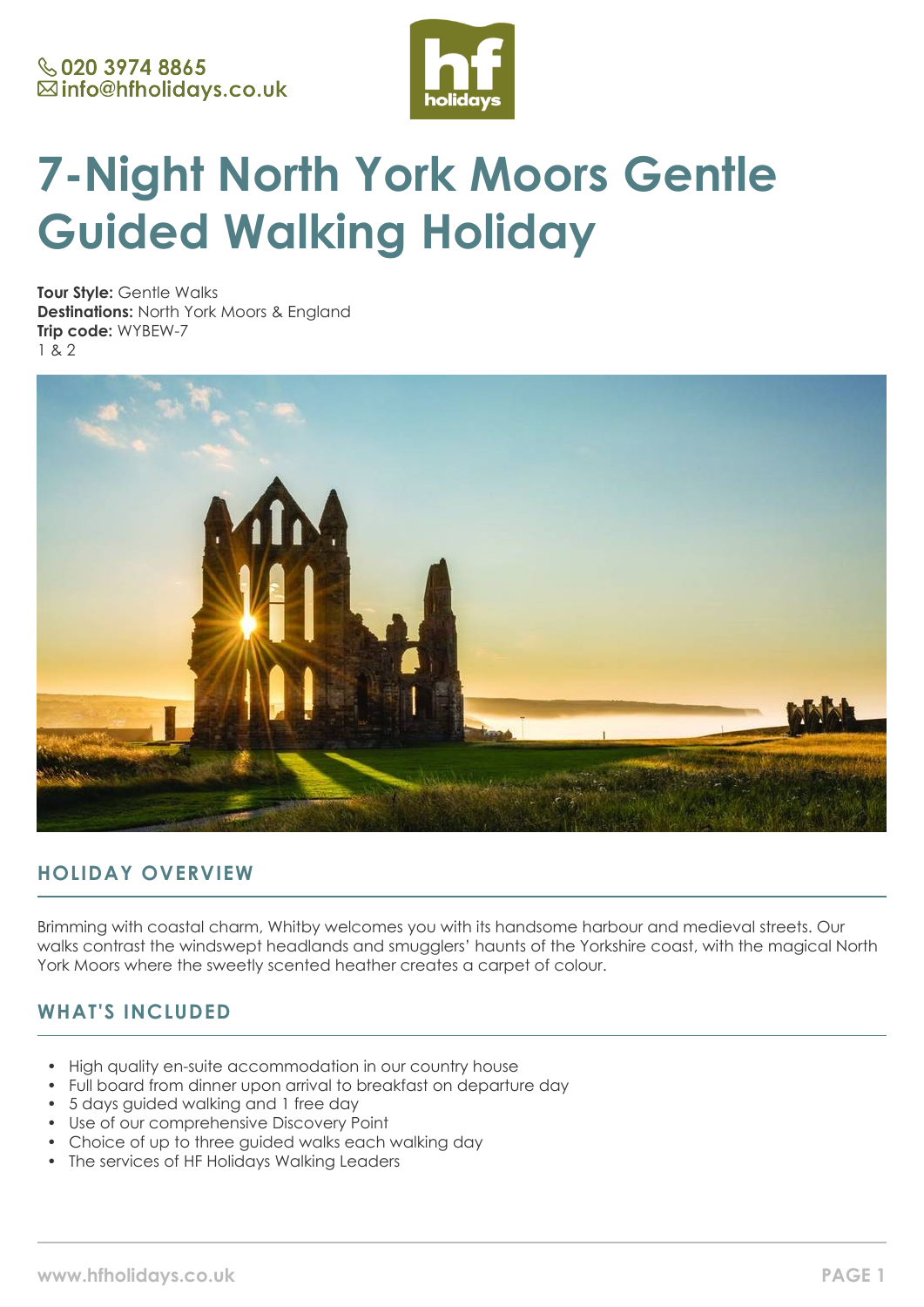020 3974 8865
info@hfholidays.co.uk

# 7-Night North York Moors Gentle Guided Walking Holiday

**Tour Style:** Gentle Walks
**Destinations:** North York Moors & England
**Trip code:** WYBEW-7
1 & 2

## HOLIDAY OVERVIEW

Brimming with coastal charm, Whitby welcomes you with its handsome harbour and medieval streets. Our walks contrast the windswept headlands and smugglers' haunts of the Yorkshire coast, with the magical North York Moors where the sweetly scented heather creates a carpet of colour.

## WHAT'S INCLUDED

- High quality en-suite accommodation in our country house
- Full board from dinner upon arrival to breakfast on departure day
- 5 days guided walking and 1 free day
- Use of our comprehensive Discovery Point
- Choice of up to three guided walks each walking day
- The services of HF Holidays Walking Leaders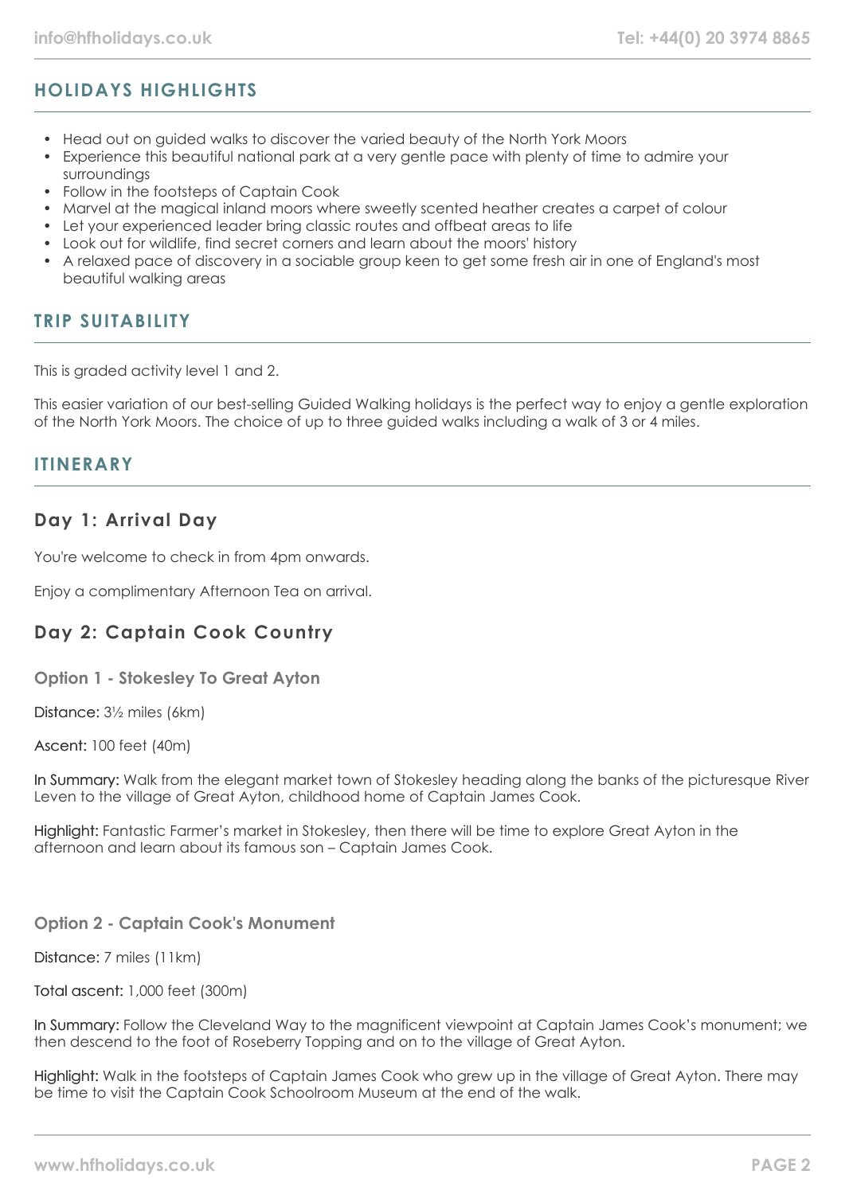## HOLIDAYS HIGHLIGHTS

- Head out on guided walks to discover the varied beauty of the North York Moors
- Experience this beautiful national park at a very gentle pace with plenty of time to admire your surroundings
- Follow in the footsteps of Captain Cook
- Marvel at the magical inland moors where sweetly scented heather creates a carpet of colour
- Let your experienced leader bring classic routes and offbeat areas to life
- Look out for wildlife, find secret corners and learn about the moors' history
- A relaxed pace of discovery in a sociable group keen to get some fresh air in one of England's most beautiful walking areas

## TRIP SUITABILITY

This is graded activity level 1 and 2.

This easier variation of our best-selling Guided Walking holidays is the perfect way to enjoy a gentle exploration of the North York Moors. The choice of up to three guided walks including a walk of 3 or 4 miles.

## ITINERARY

### Day 1: Arrival Day

You're welcome to check in from 4pm onwards.

Enjoy a complimentary Afternoon Tea on arrival.

### Day 2: Captain Cook Country

#### Option 1 - Stokesley To Great Ayton

Distance: 3½ miles (6km)

Ascent: 100 feet (40m)

In Summary: Walk from the elegant market town of Stokesley heading along the banks of the picturesque River Leven to the village of Great Ayton, childhood home of Captain James Cook.

Highlight: Fantastic Farmer's market in Stokesley, then there will be time to explore Great Ayton in the afternoon and learn about its famous son – Captain James Cook.

#### Option 2 - Captain Cook's Monument

Distance: 7 miles (11km)

Total ascent: 1,000 feet (300m)

In Summary: Follow the Cleveland Way to the magnificent viewpoint at Captain James Cook's monument; we then descend to the foot of Roseberry Topping and on to the village of Great Ayton.

Highlight: Walk in the footsteps of Captain James Cook who grew up in the village of Great Ayton. There may be time to visit the Captain Cook Schoolroom Museum at the end of the walk.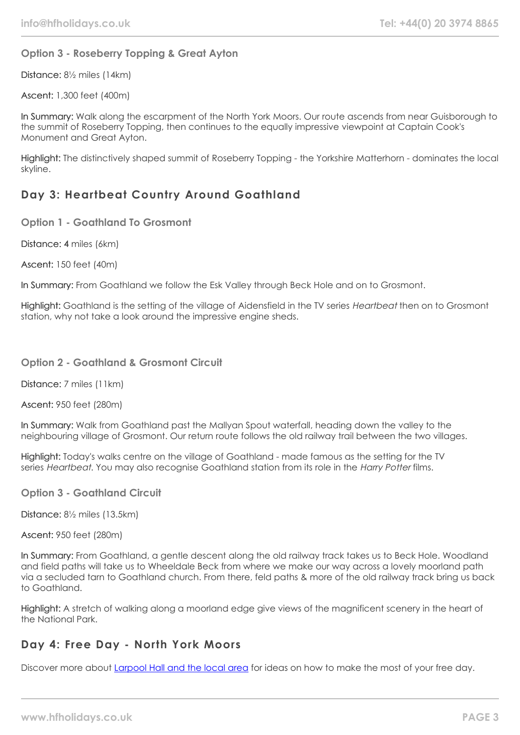### Option 3 - Roseberry Topping & Great Ayton

Distance: 8½ miles (14km)

Ascent: 1,300 feet (400m)

In Summary: Walk along the escarpment of the North York Moors. Our route ascends from near Guisborough to the summit of Roseberry Topping, then continues to the equally impressive viewpoint at Captain Cook's Monument and Great Ayton.

Highlight: The distinctively shaped summit of Roseberry Topping - the Yorkshire Matterhorn - dominates the local skyline.

## Day 3: Heartbeat Country Around Goathland

### Option 1 - Goathland To Grosmont

Distance: 4 miles (6km)

Ascent: 150 feet (40m)

In Summary: From Goathland we follow the Esk Valley through Beck Hole and on to Grosmont.

Highlight: Goathland is the setting of the village of Aidensfield in the TV series *Heartbeat* then on to Grosmont station, why not take a look around the impressive engine sheds.

### Option 2 - Goathland & Grosmont Circuit

Distance: 7 miles (11km)

Ascent: 950 feet (280m)

In Summary: Walk from Goathland past the Mallyan Spout waterfall, heading down the valley to the neighbouring village of Grosmont. Our return route follows the old railway trail between the two villages.

Highlight: Today's walks centre on the village of Goathland - made famous as the setting for the TV series *Heartbeat.* You may also recognise Goathland station from its role in the *Harry Potter* films.

### Option 3 - Goathland Circuit

Distance: 8½ miles (13.5km)

Ascent: 950 feet (280m)

In Summary: From Goathland, a gentle descent along the old railway track takes us to Beck Hole. Woodland and field paths will take us to Wheeldale Beck from where we make our way across a lovely moorland path via a secluded tarn to Goathland church. From there, feld paths & more of the old railway track bring us back to Goathland.

Highlight: A stretch of walking along a moorland edge give views of the magnificent scenery in the heart of the National Park.

## Day 4: Free Day - North York Moors

Discover more about [Larpool Hall and the local area](#) for ideas on how to make the most of your free day.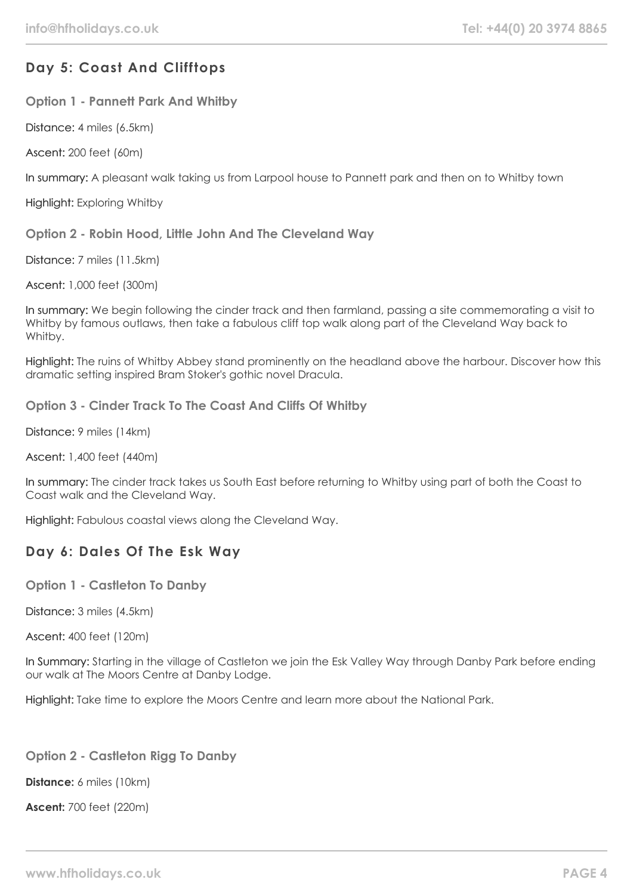## Day 5: Coast And Clifftops

### Option 1 - Pannett Park And Whitby

Distance: 4 miles (6.5km)

Ascent: 200 feet (60m)

In summary: A pleasant walk taking us from Larpool house to Pannett park and then on to Whitby town

Highlight: Exploring Whitby

### Option 2 - Robin Hood, Little John And The Cleveland Way

Distance: 7 miles (11.5km)

Ascent: 1,000 feet (300m)

In summary: We begin following the cinder track and then farmland, passing a site commemorating a visit to Whitby by famous outlaws, then take a fabulous cliff top walk along part of the Cleveland Way back to Whitby.

Highlight: The ruins of Whitby Abbey stand prominently on the headland above the harbour. Discover how this dramatic setting inspired Bram Stoker's gothic novel Dracula.

### Option 3 - Cinder Track To The Coast And Cliffs Of Whitby

Distance: 9 miles (14km)

Ascent: 1,400 feet (440m)

In summary: The cinder track takes us South East before returning to Whitby using part of both the Coast to Coast walk and the Cleveland Way.

Highlight: Fabulous coastal views along the Cleveland Way.

## Day 6: Dales Of The Esk Way

### Option 1 - Castleton To Danby

Distance: 3 miles (4.5km)

Ascent: 400 feet (120m)

In Summary: Starting in the village of Castleton we join the Esk Valley Way through Danby Park before ending our walk at The Moors Centre at Danby Lodge.

Highlight: Take time to explore the Moors Centre and learn more about the National Park.

### Option 2 - Castleton Rigg To Danby

**Distance:** 6 miles (10km)

**Ascent:** 700 feet (220m)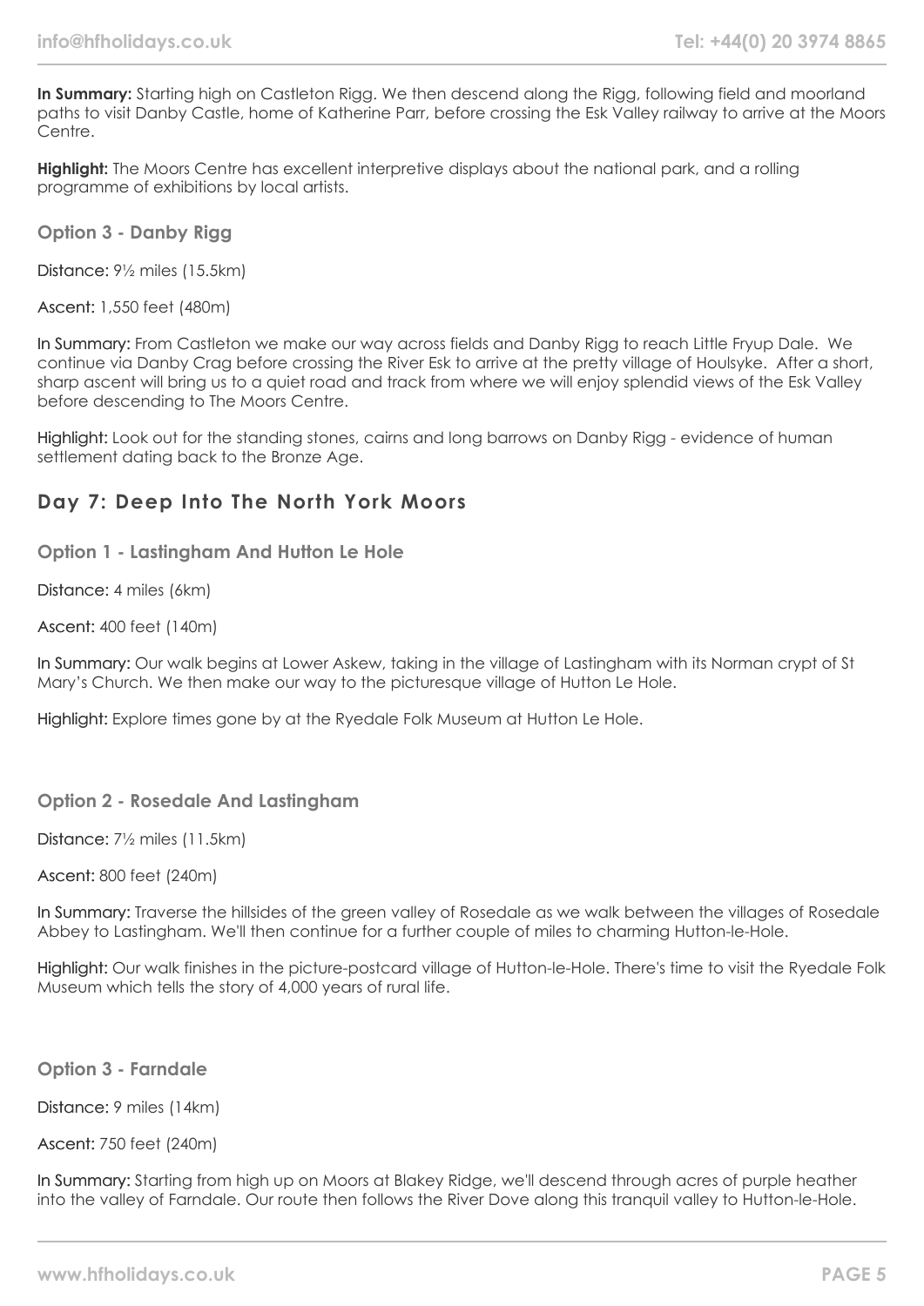**In Summary:** Starting high on Castleton Rigg. We then descend along the Rigg, following field and moorland paths to visit Danby Castle, home of Katherine Parr, before crossing the Esk Valley railway to arrive at the Moors Centre.

**Highlight:** The Moors Centre has excellent interpretive displays about the national park, and a rolling programme of exhibitions by local artists.

### Option 3 - Danby Rigg

Distance: 9½ miles (15.5km)

Ascent: 1,550 feet (480m)

In Summary: From Castleton we make our way across fields and Danby Rigg to reach Little Fryup Dale. We continue via Danby Crag before crossing the River Esk to arrive at the pretty village of Houlsyke. After a short, sharp ascent will bring us to a quiet road and track from where we will enjoy splendid views of the Esk Valley before descending to The Moors Centre.

Highlight: Look out for the standing stones, cairns and long barrows on Danby Rigg - evidence of human settlement dating back to the Bronze Age.

## Day 7: Deep Into The North York Moors

### Option 1 - Lastingham And Hutton Le Hole

Distance: 4 miles (6km)

Ascent: 400 feet (140m)

In Summary: Our walk begins at Lower Askew, taking in the village of Lastingham with its Norman crypt of St Mary's Church. We then make our way to the picturesque village of Hutton Le Hole.

Highlight: Explore times gone by at the Ryedale Folk Museum at Hutton Le Hole.

### Option 2 - Rosedale And Lastingham

Distance: 7½ miles (11.5km)

Ascent: 800 feet (240m)

In Summary: Traverse the hillsides of the green valley of Rosedale as we walk between the villages of Rosedale Abbey to Lastingham. We'll then continue for a further couple of miles to charming Hutton-le-Hole.

Highlight: Our walk finishes in the picture-postcard village of Hutton-le-Hole. There's time to visit the Ryedale Folk Museum which tells the story of 4,000 years of rural life.

### Option 3 - Farndale

Distance: 9 miles (14km)

Ascent: 750 feet (240m)

In Summary: Starting from high up on Moors at Blakey Ridge, we'll descend through acres of purple heather into the valley of Farndale. Our route then follows the River Dove along this tranquil valley to Hutton-le-Hole.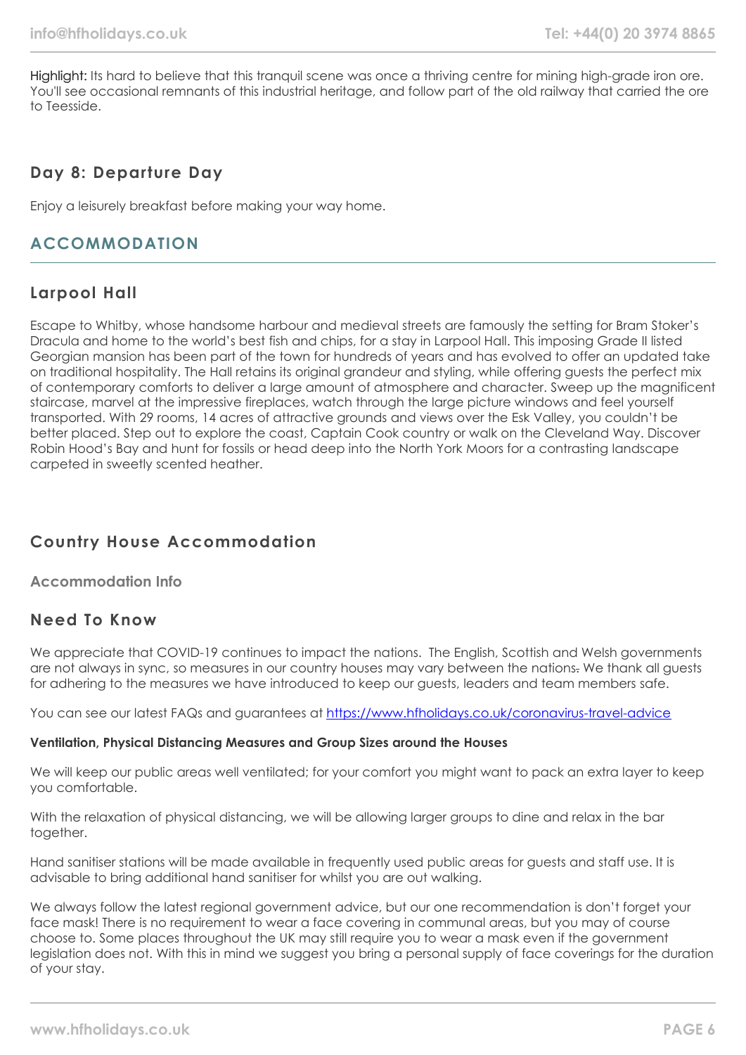Highlight: Its hard to believe that this tranquil scene was once a thriving centre for mining high-grade iron ore. You'll see occasional remnants of this industrial heritage, and follow part of the old railway that carried the ore to Teesside.

### Day 8: Departure Day

Enjoy a leisurely breakfast before making your way home.

## ACCOMMODATION

### Larpool Hall

Escape to Whitby, whose handsome harbour and medieval streets are famously the setting for Bram Stoker's Dracula and home to the world's best fish and chips, for a stay in Larpool Hall. This imposing Grade II listed Georgian mansion has been part of the town for hundreds of years and has evolved to offer an updated take on traditional hospitality. The Hall retains its original grandeur and styling, while offering guests the perfect mix of contemporary comforts to deliver a large amount of atmosphere and character. Sweep up the magnificent staircase, marvel at the impressive fireplaces, watch through the large picture windows and feel yourself transported. With 29 rooms, 14 acres of attractive grounds and views over the Esk Valley, you couldn't be better placed. Step out to explore the coast, Captain Cook country or walk on the Cleveland Way. Discover Robin Hood's Bay and hunt for fossils or head deep into the North York Moors for a contrasting landscape carpeted in sweetly scented heather.

### Country House Accommodation

#### Accommodation Info

### Need To Know

We appreciate that COVID-19 continues to impact the nations. The English, Scottish and Welsh governments are not always in sync, so measures in our country houses may vary between the nations. We thank all guests for adhering to the measures we have introduced to keep our guests, leaders and team members safe.

You can see our latest FAQs and guarantees at [https://www.hfholidays.co.uk/coronavirus-travel-advice](https://www.hfholidays.co.uk/coronavirus-travel-advice)

**Ventilation, Physical Distancing Measures and Group Sizes around the Houses**

We will keep our public areas well ventilated; for your comfort you might want to pack an extra layer to keep you comfortable.

With the relaxation of physical distancing, we will be allowing larger groups to dine and relax in the bar together.

Hand sanitiser stations will be made available in frequently used public areas for guests and staff use. It is advisable to bring additional hand sanitiser for whilst you are out walking.

We always follow the latest regional government advice, but our one recommendation is don't forget your face mask! There is no requirement to wear a face covering in communal areas, but you may of course choose to. Some places throughout the UK may still require you to wear a mask even if the government legislation does not. With this in mind we suggest you bring a personal supply of face coverings for the duration of your stay.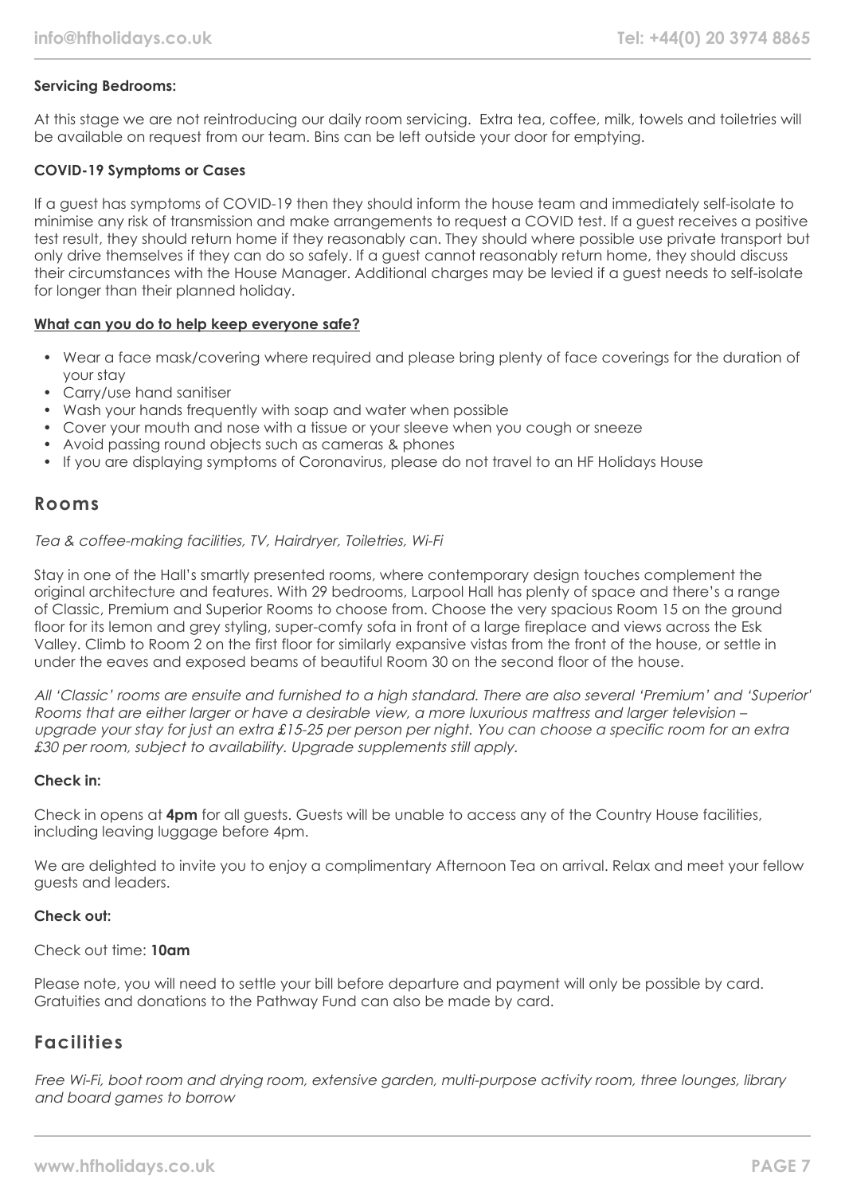**Servicing Bedrooms:**

At this stage we are not reintroducing our daily room servicing. Extra tea, coffee, milk, towels and toiletries will be available on request from our team. Bins can be left outside your door for emptying.

**COVID-19 Symptoms or Cases**

If a guest has symptoms of COVID-19 then they should inform the house team and immediately self-isolate to minimise any risk of transmission and make arrangements to request a COVID test. If a guest receives a positive test result, they should return home if they reasonably can. They should where possible use private transport but only drive themselves if they can do so safely. If a guest cannot reasonably return home, they should discuss their circumstances with the House Manager. Additional charges may be levied if a guest needs to self-isolate for longer than their planned holiday.

**What can you do to help keep everyone safe?**

- Wear a face mask/covering where required and please bring plenty of face coverings for the duration of your stay
- Carry/use hand sanitiser
- Wash your hands frequently with soap and water when possible
- Cover your mouth and nose with a tissue or your sleeve when you cough or sneeze
- Avoid passing round objects such as cameras & phones
- If you are displaying symptoms of Coronavirus, please do not travel to an HF Holidays House

## Rooms

*Tea & coffee-making facilities, TV, Hairdryer, Toiletries, Wi-Fi*

Stay in one of the Hall's smartly presented rooms, where contemporary design touches complement the original architecture and features. With 29 bedrooms, Larpool Hall has plenty of space and there's a range of Classic, Premium and Superior Rooms to choose from. Choose the very spacious Room 15 on the ground floor for its lemon and grey styling, super-comfy sofa in front of a large fireplace and views across the Esk Valley. Climb to Room 2 on the first floor for similarly expansive vistas from the front of the house, or settle in under the eaves and exposed beams of beautiful Room 30 on the second floor of the house.

*All 'Classic' rooms are ensuite and furnished to a high standard. There are also several 'Premium' and 'Superior' Rooms that are either larger or have a desirable view, a more luxurious mattress and larger television – upgrade your stay for just an extra £15-25 per person per night. You can choose a specific room for an extra £30 per room, subject to availability. Upgrade supplements still apply.*

**Check in:**

Check in opens at **4pm** for all guests. Guests will be unable to access any of the Country House facilities, including leaving luggage before 4pm.

We are delighted to invite you to enjoy a complimentary Afternoon Tea on arrival. Relax and meet your fellow guests and leaders.

**Check out:**

Check out time: **10am**

Please note, you will need to settle your bill before departure and payment will only be possible by card. Gratuities and donations to the Pathway Fund can also be made by card.

## Facilities

*Free Wi-Fi, boot room and drying room, extensive garden, multi-purpose activity room, three lounges, library and board games to borrow*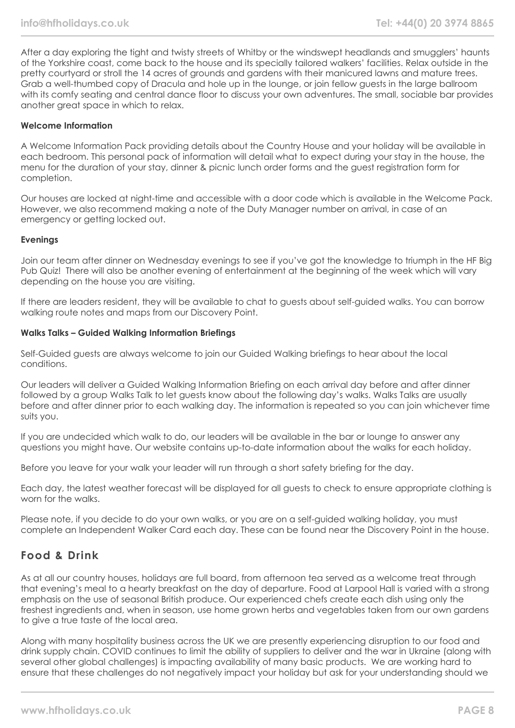After a day exploring the tight and twisty streets of Whitby or the windswept headlands and smugglers' haunts of the Yorkshire coast, come back to the house and its specially tailored walkers' facilities. Relax outside in the pretty courtyard or stroll the 14 acres of grounds and gardens with their manicured lawns and mature trees. Grab a well-thumbed copy of Dracula and hole up in the lounge, or join fellow guests in the large ballroom with its comfy seating and central dance floor to discuss your own adventures. The small, sociable bar provides another great space in which to relax.

**Welcome Information**

A Welcome Information Pack providing details about the Country House and your holiday will be available in each bedroom. This personal pack of information will detail what to expect during your stay in the house, the menu for the duration of your stay, dinner & picnic lunch order forms and the guest registration form for completion.

Our houses are locked at night-time and accessible with a door code which is available in the Welcome Pack. However, we also recommend making a note of the Duty Manager number on arrival, in case of an emergency or getting locked out.

**Evenings**

Join our team after dinner on Wednesday evenings to see if you've got the knowledge to triumph in the HF Big Pub Quiz! There will also be another evening of entertainment at the beginning of the week which will vary depending on the house you are visiting.

If there are leaders resident, they will be available to chat to guests about self-guided walks. You can borrow walking route notes and maps from our Discovery Point.

**Walks Talks – Guided Walking Information Briefings**

Self-Guided guests are always welcome to join our Guided Walking briefings to hear about the local conditions.

Our leaders will deliver a Guided Walking Information Briefing on each arrival day before and after dinner followed by a group Walks Talk to let guests know about the following day's walks. Walks Talks are usually before and after dinner prior to each walking day. The information is repeated so you can join whichever time suits you.

If you are undecided which walk to do, our leaders will be available in the bar or lounge to answer any questions you might have. Our website contains up-to-date information about the walks for each holiday.

Before you leave for your walk your leader will run through a short safety briefing for the day.

Each day, the latest weather forecast will be displayed for all guests to check to ensure appropriate clothing is worn for the walks.

Please note, if you decide to do your own walks, or you are on a self-guided walking holiday, you must complete an Independent Walker Card each day. These can be found near the Discovery Point in the house.

## Food & Drink

As at all our country houses, holidays are full board, from afternoon tea served as a welcome treat through that evening's meal to a hearty breakfast on the day of departure. Food at Larpool Hall is varied with a strong emphasis on the use of seasonal British produce. Our experienced chefs create each dish using only the freshest ingredients and, when in season, use home grown herbs and vegetables taken from our own gardens to give a true taste of the local area.

Along with many hospitality business across the UK we are presently experiencing disruption to our food and drink supply chain. COVID continues to limit the ability of suppliers to deliver and the war in Ukraine (along with several other global challenges) is impacting availability of many basic products. We are working hard to ensure that these challenges do not negatively impact your holiday but ask for your understanding should we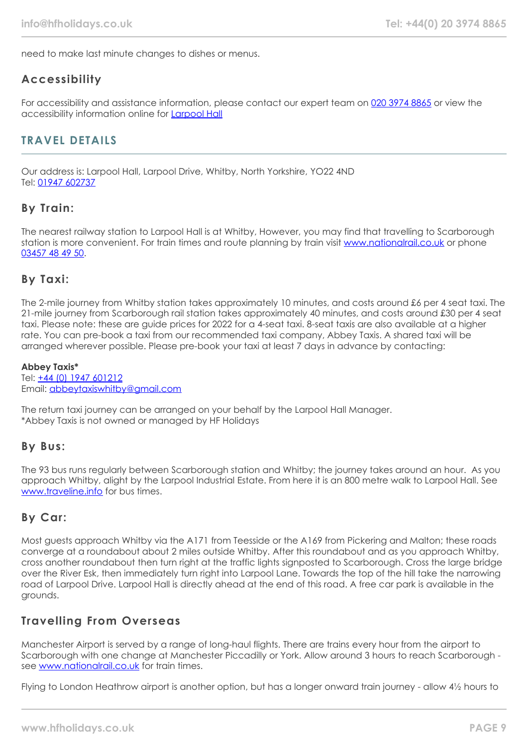need to make last minute changes to dishes or menus.

## Accessibility

For accessibility and assistance information, please contact our expert team on 020 3974 8865 or view the accessibility information online for Larpool Hall

# TRAVEL DETAILS

Our address is: Larpool Hall, Larpool Drive, Whitby, North Yorkshire, YO22 4ND
Tel: 01947 602737

## By Train:

The nearest railway station to Larpool Hall is at Whitby, However, you may find that travelling to Scarborough station is more convenient. For train times and route planning by train visit www.nationalrail.co.uk or phone 03457 48 49 50.

## By Taxi:

The 2-mile journey from Whitby station takes approximately 10 minutes, and costs around £6 per 4 seat taxi. The 21-mile journey from Scarborough rail station takes approximately 40 minutes, and costs around £30 per 4 seat taxi. Please note: these are guide prices for 2022 for a 4-seat taxi. 8-seat taxis are also available at a higher rate. You can pre-book a taxi from our recommended taxi company, Abbey Taxis. A shared taxi will be arranged wherever possible. Please pre-book your taxi at least 7 days in advance by contacting:

**Abbey Taxis***
Tel: +44 (0) 1947 601212
Email: abbeytaxiswhitby@gmail.com

The return taxi journey can be arranged on your behalf by the Larpool Hall Manager.
*Abbey Taxis is not owned or managed by HF Holidays

## By Bus:

The 93 bus runs regularly between Scarborough station and Whitby; the journey takes around an hour. As you approach Whitby, alight by the Larpool Industrial Estate. From here it is an 800 metre walk to Larpool Hall. See www.traveline.info for bus times.

## By Car:

Most guests approach Whitby via the A171 from Teesside or the A169 from Pickering and Malton; these roads converge at a roundabout about 2 miles outside Whitby. After this roundabout and as you approach Whitby, cross another roundabout then turn right at the traffic lights signposted to Scarborough. Cross the large bridge over the River Esk, then immediately turn right into Larpool Lane. Towards the top of the hill take the narrowing road of Larpool Drive. Larpool Hall is directly ahead at the end of this road. A free car park is available in the grounds.

## Travelling From Overseas

Manchester Airport is served by a range of long-haul flights. There are trains every hour from the airport to Scarborough with one change at Manchester Piccadilly or York. Allow around 3 hours to reach Scarborough - see www.nationalrail.co.uk for train times.

Flying to London Heathrow airport is another option, but has a longer onward train journey - allow 4½ hours to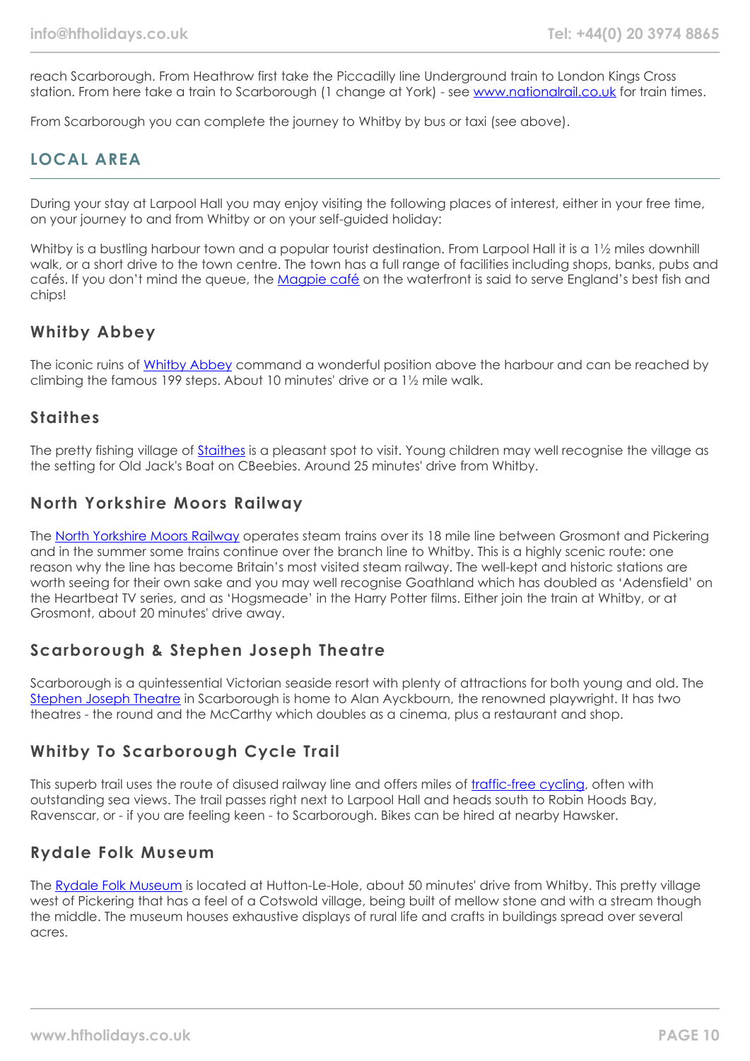reach Scarborough. From Heathrow first take the Piccadilly line Underground train to London Kings Cross station. From here take a train to Scarborough (1 change at York) - see [www.nationalrail.co.uk](www.nationalrail.co.uk) for train times.

From Scarborough you can complete the journey to Whitby by bus or taxi (see above).

## LOCAL AREA

During your stay at Larpool Hall you may enjoy visiting the following places of interest, either in your free time, on your journey to and from Whitby or on your self-guided holiday:

Whitby is a bustling harbour town and a popular tourist destination. From Larpool Hall it is a 1½ miles downhill walk, or a short drive to the town centre. The town has a full range of facilities including shops, banks, pubs and cafés. If you don't mind the queue, the Magpie café on the waterfront is said to serve England's best fish and chips!

### Whitby Abbey

The iconic ruins of Whitby Abbey command a wonderful position above the harbour and can be reached by climbing the famous 199 steps. About 10 minutes' drive or a 1½ mile walk.

### Staithes

The pretty fishing village of Staithes is a pleasant spot to visit. Young children may well recognise the village as the setting for Old Jack's Boat on CBeebies. Around 25 minutes' drive from Whitby.

### North Yorkshire Moors Railway

The North Yorkshire Moors Railway operates steam trains over its 18 mile line between Grosmont and Pickering and in the summer some trains continue over the branch line to Whitby. This is a highly scenic route: one reason why the line has become Britain's most visited steam railway. The well-kept and historic stations are worth seeing for their own sake and you may well recognise Goathland which has doubled as 'Adensfield' on the Heartbeat TV series, and as 'Hogsmeade' in the Harry Potter films. Either join the train at Whitby, or at Grosmont, about 20 minutes' drive away.

### Scarborough & Stephen Joseph Theatre

Scarborough is a quintessential Victorian seaside resort with plenty of attractions for both young and old. The Stephen Joseph Theatre in Scarborough is home to Alan Ayckbourn, the renowned playwright. It has two theatres - the round and the McCarthy which doubles as a cinema, plus a restaurant and shop.

### Whitby To Scarborough Cycle Trail

This superb trail uses the route of disused railway line and offers miles of traffic-free cycling, often with outstanding sea views. The trail passes right next to Larpool Hall and heads south to Robin Hoods Bay, Ravenscar, or - if you are feeling keen - to Scarborough. Bikes can be hired at nearby Hawsker.

### Rydale Folk Museum

The Rydale Folk Museum is located at Hutton-Le-Hole, about 50 minutes' drive from Whitby. This pretty village west of Pickering that has a feel of a Cotswold village, being built of mellow stone and with a stream though the middle. The museum houses exhaustive displays of rural life and crafts in buildings spread over several acres.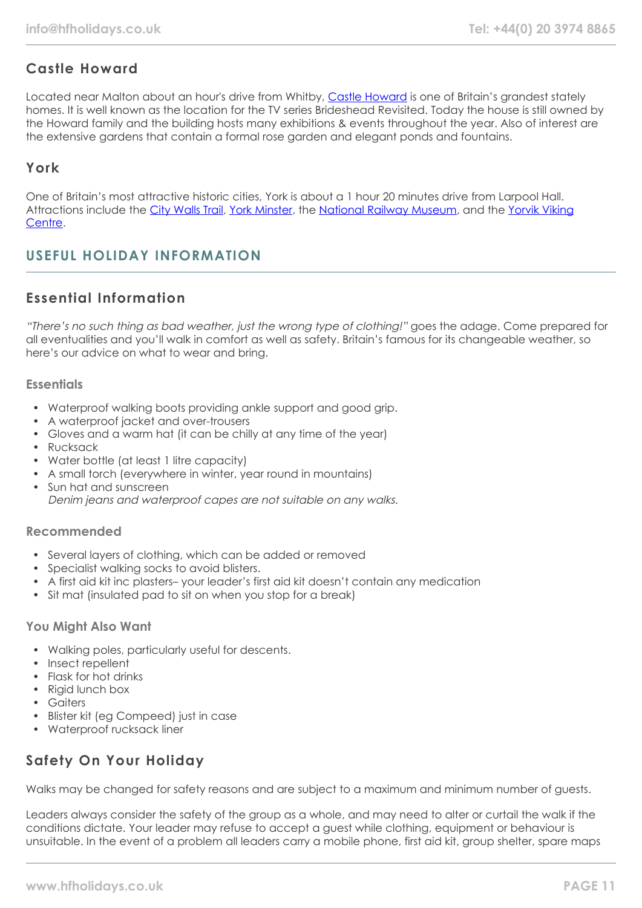### Castle Howard

Located near Malton about an hour's drive from Whitby, Castle Howard is one of Britain's grandest stately homes. It is well known as the location for the TV series Brideshead Revisited. Today the house is still owned by the Howard family and the building hosts many exhibitions & events throughout the year. Also of interest are the extensive gardens that contain a formal rose garden and elegant ponds and fountains.

### York

One of Britain's most attractive historic cities, York is about a 1 hour 20 minutes drive from Larpool Hall. Attractions include the City Walls Trail, York Minster, the National Railway Museum, and the Yorvik Viking Centre.

## USEFUL HOLIDAY INFORMATION

### Essential Information

*"There's no such thing as bad weather, just the wrong type of clothing!"* goes the adage. Come prepared for all eventualities and you'll walk in comfort as well as safety. Britain's famous for its changeable weather, so here's our advice on what to wear and bring.

#### Essentials

- Waterproof walking boots providing ankle support and good grip.
- A waterproof jacket and over-trousers
- Gloves and a warm hat (it can be chilly at any time of the year)
- Rucksack
- Water bottle (at least 1 litre capacity)
- A small torch (everywhere in winter, year round in mountains)
- Sun hat and sunscreen
  *Denim jeans and waterproof capes are not suitable on any walks.*

#### Recommended

- Several layers of clothing, which can be added or removed
- Specialist walking socks to avoid blisters.
- A first aid kit inc plasters– your leader's first aid kit doesn't contain any medication
- Sit mat (insulated pad to sit on when you stop for a break)

#### You Might Also Want

- Walking poles, particularly useful for descents.
- Insect repellent
- Flask for hot drinks
- Rigid lunch box
- Gaiters
- Blister kit (eg Compeed) just in case
- Waterproof rucksack liner

### Safety On Your Holiday

Walks may be changed for safety reasons and are subject to a maximum and minimum number of guests.

Leaders always consider the safety of the group as a whole, and may need to alter or curtail the walk if the conditions dictate. Your leader may refuse to accept a guest while clothing, equipment or behaviour is unsuitable. In the event of a problem all leaders carry a mobile phone, first aid kit, group shelter, spare maps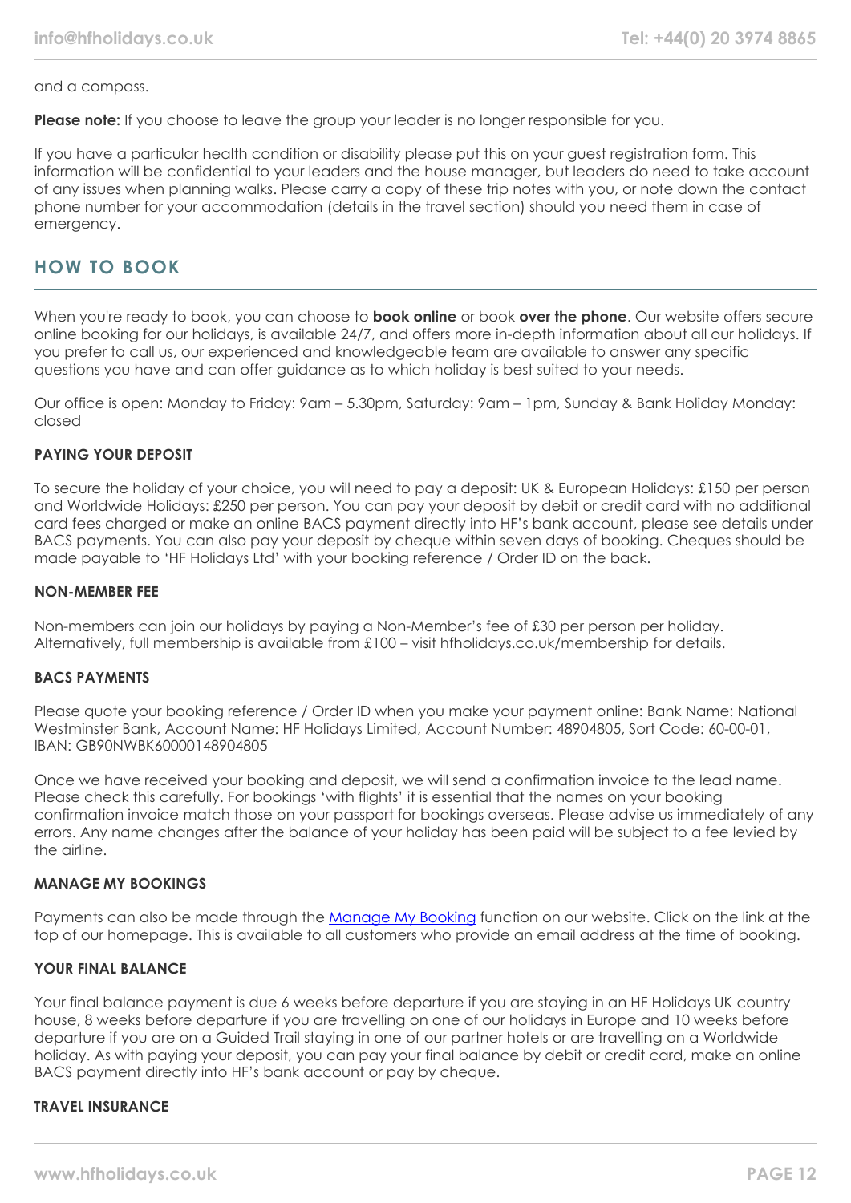and a compass.

**Please note:** If you choose to leave the group your leader is no longer responsible for you.

If you have a particular health condition or disability please put this on your guest registration form. This information will be confidential to your leaders and the house manager, but leaders do need to take account of any issues when planning walks. Please carry a copy of these trip notes with you, or note down the contact phone number for your accommodation (details in the travel section) should you need them in case of emergency.

## HOW TO BOOK

When you're ready to book, you can choose to **book online** or book **over the phone**. Our website offers secure online booking for our holidays, is available 24/7, and offers more in-depth information about all our holidays. If you prefer to call us, our experienced and knowledgeable team are available to answer any specific questions you have and can offer guidance as to which holiday is best suited to your needs.

Our office is open: Monday to Friday: 9am – 5.30pm, Saturday: 9am – 1pm, Sunday & Bank Holiday Monday: closed

### PAYING YOUR DEPOSIT

To secure the holiday of your choice, you will need to pay a deposit: UK & European Holidays: £150 per person and Worldwide Holidays: £250 per person. You can pay your deposit by debit or credit card with no additional card fees charged or make an online BACS payment directly into HF's bank account, please see details under BACS payments. You can also pay your deposit by cheque within seven days of booking. Cheques should be made payable to 'HF Holidays Ltd' with your booking reference / Order ID on the back.

### NON-MEMBER FEE

Non-members can join our holidays by paying a Non-Member's fee of £30 per person per holiday. Alternatively, full membership is available from £100 – visit hfholidays.co.uk/membership for details.

### BACS PAYMENTS

Please quote your booking reference / Order ID when you make your payment online: Bank Name: National Westminster Bank, Account Name: HF Holidays Limited, Account Number: 48904805, Sort Code: 60-00-01, IBAN: GB90NWBK60000148904805

Once we have received your booking and deposit, we will send a confirmation invoice to the lead name. Please check this carefully. For bookings 'with flights' it is essential that the names on your booking confirmation invoice match those on your passport for bookings overseas. Please advise us immediately of any errors. Any name changes after the balance of your holiday has been paid will be subject to a fee levied by the airline.

### MANAGE MY BOOKINGS

Payments can also be made through the [Manage My Booking] function on our website. Click on the link at the top of our homepage. This is available to all customers who provide an email address at the time of booking.

### YOUR FINAL BALANCE

Your final balance payment is due 6 weeks before departure if you are staying in an HF Holidays UK country house, 8 weeks before departure if you are travelling on one of our holidays in Europe and 10 weeks before departure if you are on a Guided Trail staying in one of our partner hotels or are travelling on a Worldwide holiday. As with paying your deposit, you can pay your final balance by debit or credit card, make an online BACS payment directly into HF's bank account or pay by cheque.

### TRAVEL INSURANCE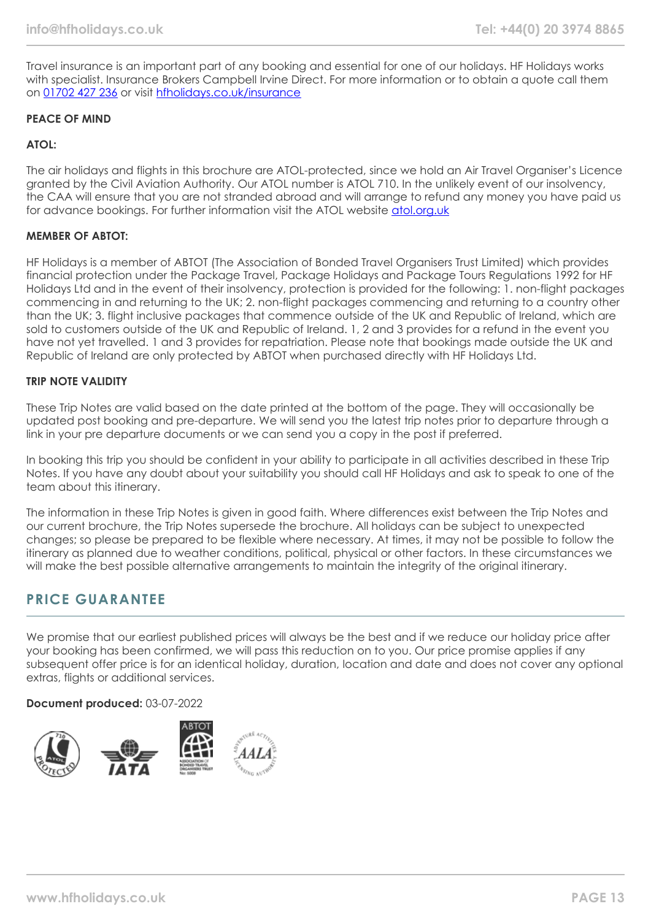Travel insurance is an important part of any booking and essential for one of our holidays. HF Holidays works with specialist. Insurance Brokers Campbell Irvine Direct. For more information or to obtain a quote call them on [01702 427 236](tel:01702427236) or visit [hfholidays.co.uk/insurance](https://hfholidays.co.uk/insurance)

**PEACE OF MIND**

**ATOL:**

The air holidays and flights in this brochure are ATOL-protected, since we hold an Air Travel Organiser's Licence granted by the Civil Aviation Authority. Our ATOL number is ATOL 710. In the unlikely event of our insolvency, the CAA will ensure that you are not stranded abroad and will arrange to refund any money you have paid us for advance bookings. For further information visit the ATOL website [atol.org.uk](https://atol.org.uk)

**MEMBER OF ABTOT:**

HF Holidays is a member of ABTOT (The Association of Bonded Travel Organisers Trust Limited) which provides financial protection under the Package Travel, Package Holidays and Package Tours Regulations 1992 for HF Holidays Ltd and in the event of their insolvency, protection is provided for the following: 1. non-flight packages commencing in and returning to the UK; 2. non-flight packages commencing and returning to a country other than the UK; 3. flight inclusive packages that commence outside of the UK and Republic of Ireland, which are sold to customers outside of the UK and Republic of Ireland. 1, 2 and 3 provides for a refund in the event you have not yet travelled. 1 and 3 provides for repatriation. Please note that bookings made outside the UK and Republic of Ireland are only protected by ABTOT when purchased directly with HF Holidays Ltd.

**TRIP NOTE VALIDITY**

These Trip Notes are valid based on the date printed at the bottom of the page. They will occasionally be updated post booking and pre-departure. We will send you the latest trip notes prior to departure through a link in your pre departure documents or we can send you a copy in the post if preferred.

In booking this trip you should be confident in your ability to participate in all activities described in these Trip Notes. If you have any doubt about your suitability you should call HF Holidays and ask to speak to one of the team about this itinerary.

The information in these Trip Notes is given in good faith. Where differences exist between the Trip Notes and our current brochure, the Trip Notes supersede the brochure. All holidays can be subject to unexpected changes; so please be prepared to be flexible where necessary. At times, it may not be possible to follow the itinerary as planned due to weather conditions, political, physical or other factors. In these circumstances we will make the best possible alternative arrangements to maintain the integrity of the original itinerary.

## PRICE GUARANTEE

We promise that our earliest published prices will always be the best and if we reduce our holiday price after your booking has been confirmed, we will pass this reduction on to you. Our price promise applies if any subsequent offer price is for an identical holiday, duration, location and date and does not cover any optional extras, flights or additional services.

**Document produced:** 03-07-2022